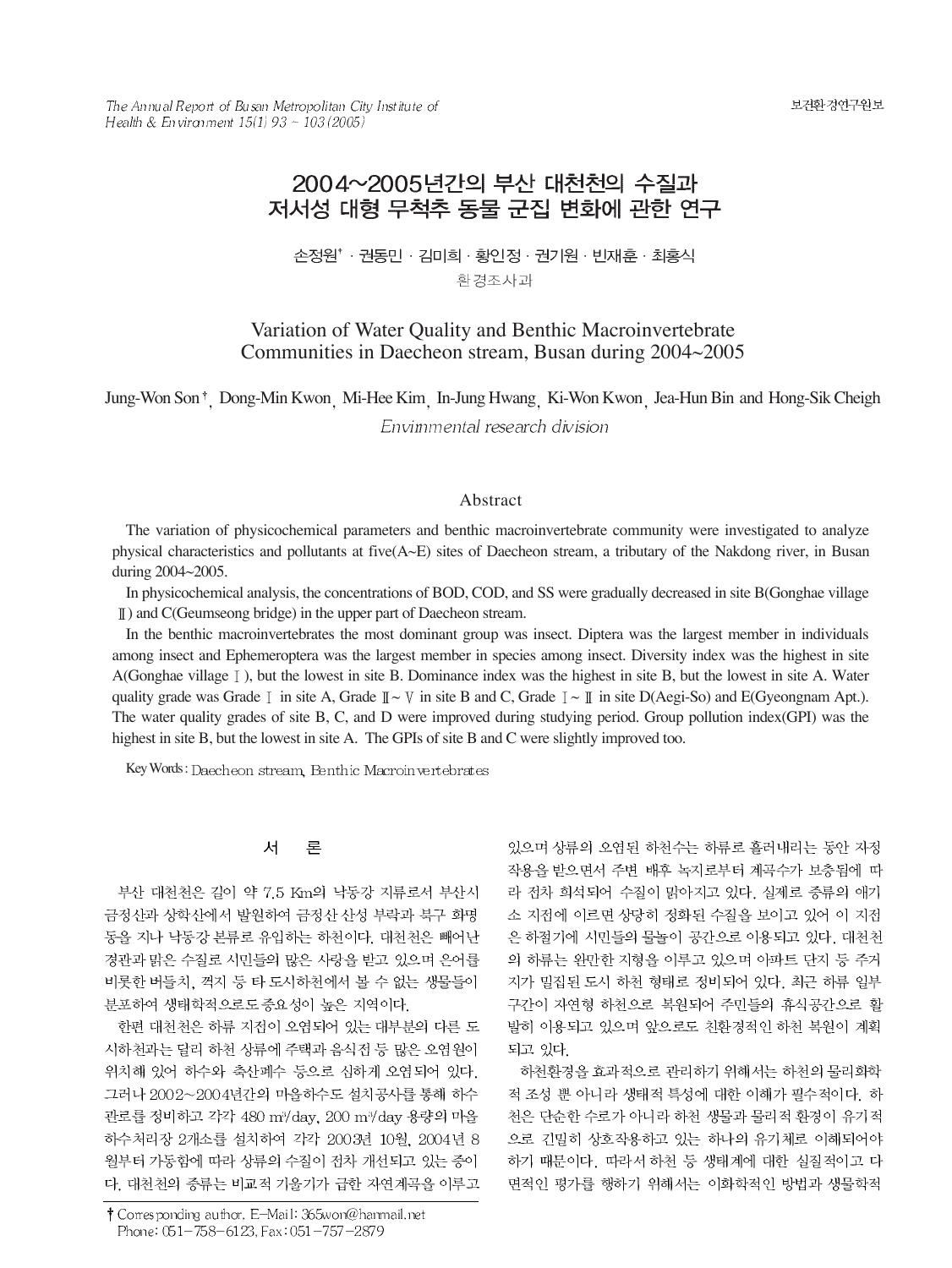# 2004~2005년간의 부산 대천천의 수질과 저서성 대형 무척추 동물 군집 변화에 관한 연구

손정원† · 권동민 · 김미희 · 황인정 · 권기원 · 빈재훈 · 최홍식

환경조사과

# Variation of Water Quality and Benthic Macroinvertebrate Communities in Daecheon stream, Busan during 2004~2005

Jung-Won Son †, Dong-Min Kwon, Mi-Hee Kim, In-Jung Hwang, Ki-Won Kwon, Jea-Hun Bin and Hong-Sik Cheigh

*Envirnmental research division*

## Abstract

The variation of physicochemical parameters and benthic macroinvertebrate community were investigated to analyze physical characteristics and pollutants at five(A~E) sites of Daecheon stream, a tributary of the Nakdong river, in Busan during 2004~2005.

In physicochemical analysis, the concentrations of BOD, COD, and SS were gradually decreased in site B(Gonghae village Ⅱ) and C(Geumseong bridge) in the upper part of Daecheon stream.

In the benthic macroinvertebrates the most dominant group was insect. Diptera was the largest member in individuals among insect and Ephemeroptera was the largest member in species among insect. Diversity index was the highest in site A(Gonghae village Ⅰ), but the lowest in site B. Dominance index was the highest in site B, but the lowest in site A. Water quality grade was Grade Ⅰ in site A, Grade Ⅱ~Ⅴ in site B and C, Grade Ⅰ~Ⅱ in site D(Aegi-So) and E(Gyeongnam Apt.). The water quality grades of site B, C, and D were improved during studying period. Group pollution index(GPI) was the highest in site B, but the lowest in site A. The GPIs of site B and C were slightly improved too.

Key Words : Daecheon stream, Benthic Macroinvertebrates

## 서 론

부산 대천천은 길이 약 7.5 Km의 낙동강 지류로서 부산시 금정산과 상학산에서 발원하여 금정산 산성 부락과 북구 화명동을 지나 낙동강 본류로 유입하는 하천이다. 대천천은 빼어난 경관과 맑은 수질로 시민들의 많은 사랑을 받고 있으며 은어를 비롯한 버들치, 꺽지 등 타 도시하천에서 볼 수 없는 생물들이 분포하여 생태학적으로도 중요성이 높은 지역이다.

한편 대천천은 하류 지점이 오염되어 있는 대부분의 다른 도시하천과는 달리 하천 상류에 주택과 음식점 등 많은 오염원이 위치해 있어 하수와 축산폐수 등으로 심하게 오염되어 있다. 그러나 2002~2004년간의 마을하수도 설치공사를 통해 하수관로를 정비하고 각각 480 m³/day, 200 m³/day 용량의 마을하수처리장 2개소를 설치하여 각각 2003년 10월, 2004년 8월부터 가동함에 따라 상류의 수질이 점차 개선되고 있는 중이다. 대천천의 중류는 비교적 기울기가 급한 자연계곡을 이루고 있으며 상류의 오염된 하천수는 하류로 흘러내리는 동안 자정작용을 받으면서 주변 배후 녹지로부터 계곡수가 보충됨에 따라 점차 희석되어 수질이 맑아지고 있다. 실제로 중류의 애기소 지점에 이르면 상당히 정화된 수질을 보이고 있어 이 지점은 하절기에 시민들의 물놀이 공간으로 이용되고 있다. 대천천의 하류는 완만한 지형을 이루고 있으며 아파트 단지 등 주거지가 밀집된 도시 하천 형태로 정비되어 있다. 최근 하류 일부 구간이 자연형 하천으로 복원되어 주민들의 휴식공간으로 활발히 이용되고 있으며 앞으로도 친환경적인 하천 복원이 계획되고 있다.

하천환경을 효과적으로 관리하기 위해서는 하천의 물리화학적 조성 뿐 아니라 생태적 특성에 대한 이해가 필수적이다. 하천은 단순한 수로가 아니라 하천 생물과 물리적 환경이 유기적으로 긴밀히 상호작용하고 있는 하나의 유기체로 이해되어야 하기 때문이다. 따라서 하천 등 생태계에 대한 실질적이고 다면적인 평가를 행하기 위해서는 이화학적인 방법과 생물학적

† Corresponding author. E-Mail: 365won@hanmail.net
Phone: 051-758-6123, Fax: 051-757-2879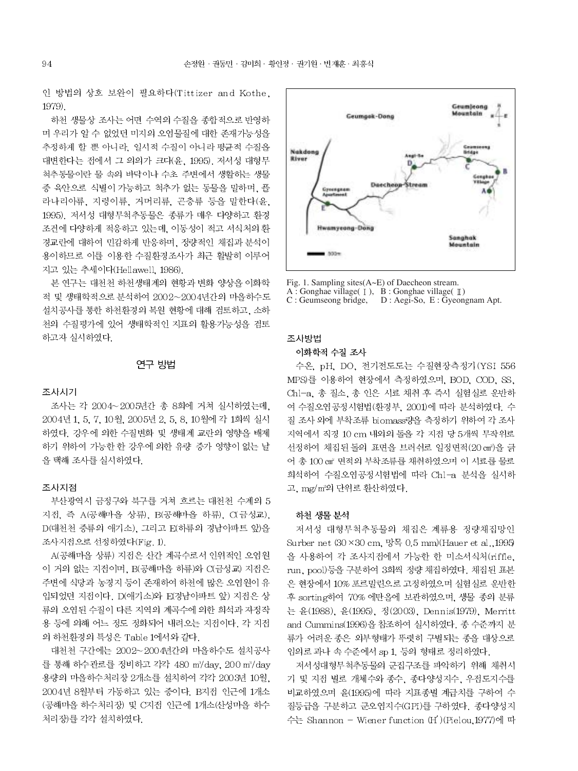인 방법의 상호 보완이 필요하다(Tittizer and Kothe, 1979).

하천 생물상 조사는 어떤 수역의 수질을 종합적으로 반영하며 우리가 알 수 없었던 미지의 오염물질에 대한 존재가능성을 추정하게 할 뿐 아니라, 일시적 수질이 아니라 평균적 수질을 대변한다는 점에서 그 의의가 크다(윤, 1995). 저서성 대형무척추동물이란 물 속의 바닥이나 수초 주변에서 생활하는 생물 중 육안으로 식별이 가능하고 척추가 없는 동물을 말하며, 플라나리아류, 지렁이류, 거머리류, 곤충류 등을 말한다(윤, 1995). 저서성 대형무척추동물은 종류가 매우 다양하고 환경조건에 다양하게 적응하고 있는데, 이동성이 적고 서식처의 환경교란에 대하여 민감하게 반응하며, 정량적인 채집과 분석이 용이하므로 이를 이용한 수질환경조사가 최근 활발히 이루어지고 있는 추세이다(Hellawell, 1986).

본 연구는 대천천 하천생태계의 현황과 변화 양상을 이화학적 및 생태학적으로 분석하여 2002~2004년간의 마을하수도 설치공사를 통한 하천환경의 복원 현황에 대해 검토하고, 소하천의 수질평가에 있어 생태학적인 지표의 활용가능성을 검토하고자 실시하였다.

## 연구 방법

### 조사시기

조사는 각 2004~2005년간 총 8회에 거쳐 실시하였는데, 2004년 1, 5, 7, 10월, 2005년 2, 5, 8, 10월에 각 1회씩 실시하였다. 강우에 의한 수질변화 및 생태계 교란의 영향을 배제하기 위하여 가능한 한 강우에 의한 유량 증가 영향이 없는 날을 택해 조사를 실시하였다.

### 조사지점

부산광역시 금정구와 북구를 거쳐 흐르는 대천천 수계의 5 지점, 즉 A(공해마을 상류), B(공해마을 하류), C(금성교), D(대천천 중류의 애기소), 그리고 E(하류의 경남아파트 앞)을 조사지점으로 선정하였다(Fig. 1).

A(공해마을 상류) 지점은 산간 계곡수로서 인위적인 오염원이 거의 없는 지점이며, B(공해마을 하류)와 C(금성교) 지점은 주변에 식당과 농경지 등이 존재하여 하천에 많은 오염원이 유입되었던 지점이다. D(애기소)와 E(경남아파트 앞) 지점은 상류의 오염된 수질이 다른 지역의 계곡수에 의한 희석과 자정작용 등에 의해 어느 정도 정화되어 내려오는 지점이다. 각 지점의 하천환경의 특성은 Table 1에서와 같다.

대천천 구간에는 2002~2004년간의 마을하수도 설치공사를 통해 하수관로를 정비하고 각각 480 m³/day, 200 m³/day 용량의 마을하수처리장 2개소를 설치하여 각각 2003년 10월, 2004년 8월부터 가동하고 있는 중이다. B지점 인근에 1개소(공해마을 하수처리장) 및 C지점 인근에 1개소(산성마을 하수처리장)를 각각 설치하였다.

Fig. 1. Sampling sites(A~E) of Daecheon stream.
A : Gonghae village( Ⅰ ), B : Gonghae village( Ⅱ )
C : Geumseong bridge, D : Aegi-So, E : Gyeongnam Apt.

### 조사방법

#### 이화학적 수질 조사

수온, pH, DO, 전기전도도는 수질현장측정기(YSI 556 MPS)를 이용하여 현장에서 측정하였으며, BOD, COD, SS, Chl-a, 총 질소, 총 인은 시료 채취 후 즉시 실험실로 운반하여 수질오염공정시험법(환경부, 2001)에 따라 분석하였다. 수질 조사 외에 부착조류 biomass량을 측정하기 위하여 각 조사지역에서 직경 10 cm 내외의 돌을 각 지점 당 5개씩 무작위로 선정하여 채집된 돌의 표면을 브러쉬로 일정면적(20 cm²)을 긁어 총 100 cm² 면적의 부착조류를 채취하였으며 이 시료를 물로 희석하여 수질오염공정시험법에 따라 Chl-a 분석을 실시하고, mg/m²의 단위로 환산하였다.

#### 하천 생물 분석

저서성 대형무척추동물의 채집은 계류용 정량채집망인 Surber net (30×30 cm, 망목 0.5 mm)(Hauer et al.,1995)을 사용하여 각 조사지점에서 가능한 한 미소서식처(riffle, run, pool)등을 구분하여 3회씩 정량 채집하였다. 채집된 표본은 현장에서 10% 포르말린으로 고정하였으며 실험실로 운반한 후 sorting하여 70% 에탄올에 보관하였으며, 생물 종의 분류는 윤(1988), 윤(1995), 정(2003), Dennis(1979), Merritt and Cummins(1996)을 참조하여 실시하였다. 종 수준까지 분류가 어려운 종은 외부형태가 뚜렷이 구별되는 종을 대상으로 임의로 과나 속 수준에서 sp 1. 등의 형태로 정리하였다.

저서성대형무척추동물의 군집구조를 파악하기 위해 채취시기 및 지점 별로 개체수와 종수, 종다양성지수, 우점도지수를 비교하였으며 윤(1995)에 따라 지표종별 계급치를 구하여 수질등급을 구분하고 군오염지수(GPI)를 구하였다. 종다양성지수는 Shannon - Wiener function (H′)(Pielou,1977)에 따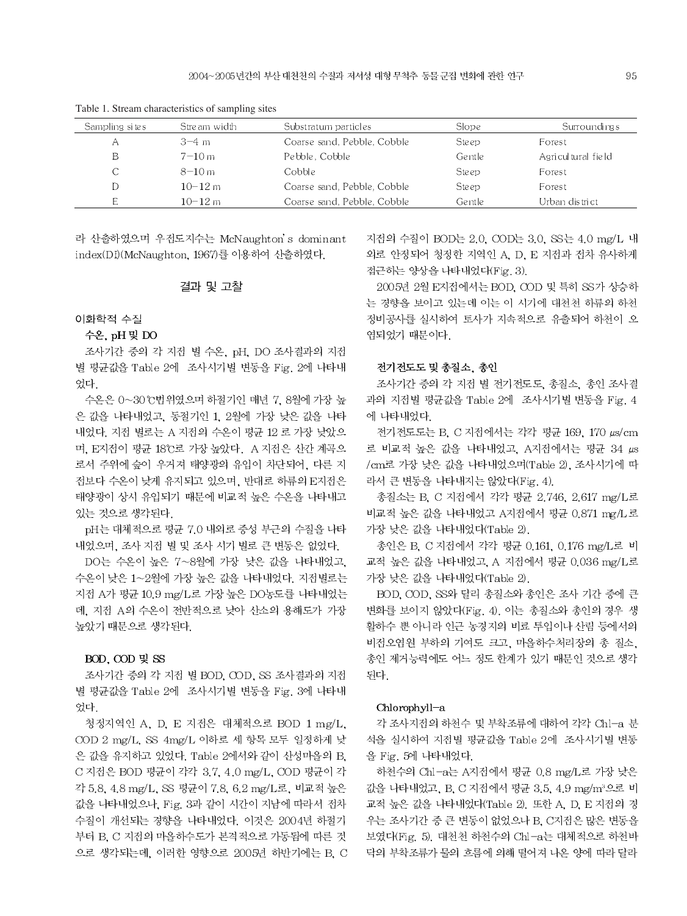Table 1. Stream characteristics of sampling sites

| Sampling sites | Stream width | Substratum particles | Slope | Surroundings |
|---|---|---|---|---|
| A | 3–4 m | Coarse sand, Pebble, Cobble | Steep | Forest |
| B | 7–10 m | Pebble, Cobble | Gentle | Agricultural field |
| C | 8–10 m | Cobble | Steep | Forest |
| D | 10–12 m | Coarse sand, Pebble, Cobble | Steep | Forest |
| E | 10–12 m | Coarse sand, Pebble, Cobble | Gentle | Urban district |

라 산출하였으며 우점도지수는 McNaughton's dominant index(DI)(McNaughton, 1967)를 이용하여 산출하였다.

## 결과 및 고찰

### 이화학적 수질

#### 수온, pH 및 DO

조사기간 중의 각 지점 별 수온, pH, DO 조사결과의 지점별 평균값을 Table 2에 조사시기별 변동을 Fig. 2에 나타내었다.

수온은 0~30℃범위였으며 하절기인 매년 7, 8월에 가장 높은 값을 나타내었고, 동절기인 1, 2월에 가장 낮은 값을 나타내었다. 지점 별로는 A 지점의 수온이 평균 12 로 가장 낮았으며, E지점이 평균 18℃로 가장 높았다. A 지점은 산간 계곡으로서 주위에 숲이 우거져 태양광의 유입이 차단되어, 다른 지점보다 수온이 낮게 유지되고 있으며, 반대로 하류의 E지점은 태양광이 상시 유입되기 때문에 비교적 높은 수온을 나타내고 있는 것으로 생각된다.

pH는 대체적으로 평균 7.0 내외로 중성 부근의 수질을 나타내었으며, 조사 지점 별 및 조사 시기 별로 큰 변동은 없었다.

DO는 수온이 높은 7~8월에 가장 낮은 값을 나타내었고, 수온이 낮은 1~2월에 가장 높은 값을 나타내었다. 지점별로는 지점 A가 평균 10.9 mg/L로 가장 높은 DO농도를 나타내었는데, 지점 A의 수온이 전반적으로 낮아 산소의 용해도가 가장 높았기 때문으로 생각된다.

#### BOD, COD 및 SS

조사기간 중의 각 지점 별 BOD, COD, SS 조사결과의 지점별 평균값을 Table 2에 조사시기별 변동을 Fig. 3에 나타내었다.

청정지역인 A, D, E 지점은 대체적으로 BOD 1 mg/L, COD 2 mg/L, SS 4mg/L 이하로 세 항목 모두 일정하게 낮은 값을 유지하고 있었다. Table 2에서와 같이 산성마을의 B, C 지점은 BOD 평균이 각각 3.7, 4.0 mg/L, COD 평균이 각각 5.8, 4.8 mg/L, SS 평균이 7.8, 6.2 mg/L로, 비교적 높은 값을 나타내었으나, Fig. 3과 같이 시간이 지남에 따라서 점차 수질이 개선되는 경향을 나타내었다. 이것은 2004년 하절기부터 B, C 지점의 마을하수도가 본격적으로 가동됨에 따른 것으로 생각되는데, 이러한 영향으로 2005년 하반기에는 B, C 지점의 수질이 BOD는 2.0, COD는 3.0, SS는 4.0 mg/L 내외로 안정되어 청정한 지역인 A, D, E 지점과 점차 유사하게 접근하는 양상을 나타내었다(Fig. 3).

2005년 2월 E지점에서는 BOD, COD 및 특히 SS가 상승하는 경향을 보이고 있는데 이는 이 시기에 대천천 하류의 하천정비공사를 실시하여 토사가 지속적으로 유출되어 하천이 오염되었기 때문이다.

#### 전기전도도 및 총질소, 총인

조사기간 중의 각 지점 별 전기전도도, 총질소, 총인 조사결과의 지점별 평균값을 Table 2에 조사시기별 변동을 Fig. 4에 나타내었다.

전기전도도는 B, C 지점에서는 각각 평균 169, 170 μs/cm로 비교적 높은 값을 나타내었고, A지점에서는 평균 34 μs/cm로 가장 낮은 값을 나타내었으며(Table 2), 조사시기에 따라서 큰 변동을 나타내지는 않았다(Fig. 4).

총질소는 B, C 지점에서 각각 평균 2.746, 2.617 mg/L로 비교적 높은 값을 나타내었고 A지점에서 평균 0.871 mg/L로 가장 낮은 값을 나타내었다(Table 2).

총인은 B, C 지점에서 각각 평균 0.161, 0.176 mg/L로 비교적 높은 값을 나타내었고, A 지점에서 평균 0.036 mg/L로 가장 낮은 값을 나타내었다(Table 2).

BOD, COD, SS와 달리 총질소와 총인은 조사 기간 중에 큰 변화를 보이지 않았다(Fig. 4). 이는 총질소와 총인의 경우 생활하수 뿐 아니라 인근 농경지의 비료 투입이나 산림 등에서의 비점오염원 부하의 기여도 크고, 마을하수처리장의 총 질소, 총인 제거능력에도 어느 정도 한계가 있기 때문인 것으로 생각된다.

#### Chlorophyll-a

각 조사지점의 하천수 및 부착조류에 대하여 각각 Chl-a 분석을 실시하여 지점별 평균값을 Table 2에 조사시기별 변동을 Fig. 5에 나타내었다.

하천수의 Chl-a는 A지점에서 평균 0.8 mg/L로 가장 낮은 값을 나타내었고, B, C 지점에서 평균 3.5, 4.9 mg/m$^3$으로 비교적 높은 값을 나타내었다(Table 2). 또한 A, D, E 지점의 경우는 조사기간 중 큰 변동이 없었으나 B, C지점은 많은 변동을 보였다(Fig. 5). 대천천 하천수의 Chl-a는 대체적으로 하천바닥의 부착조류가 물의 흐름에 의해 떨어져 나온 양에 따라 달라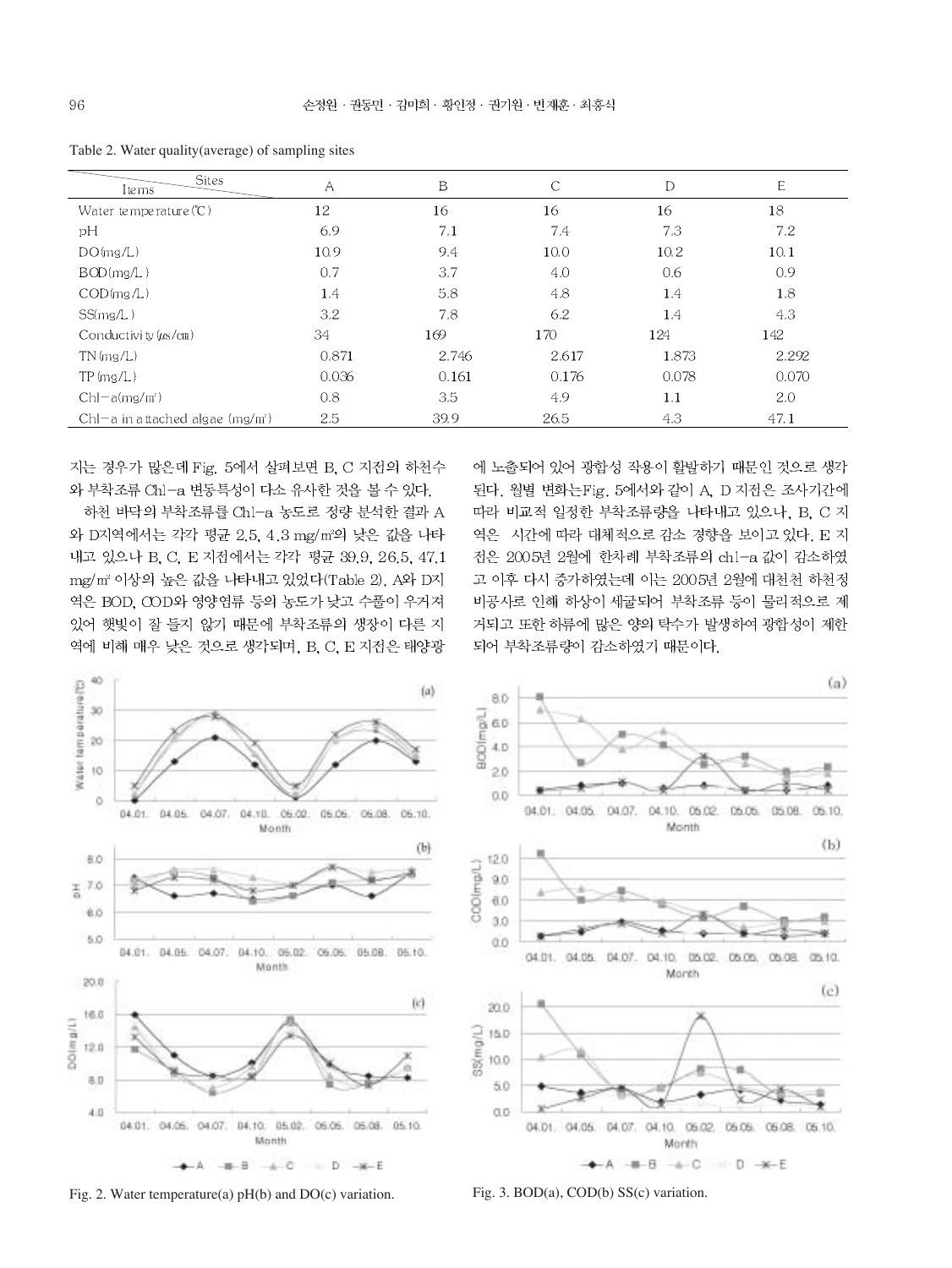Table 2. Water quality(average) of sampling sites

| Items \ Sites | A | B | C | D | E |
|---|---|---|---|---|---|
| Water temperature(℃) | 12 | 16 | 16 | 16 | 18 |
| pH | 6.9 | 7.1 | 7.4 | 7.3 | 7.2 |
| DO(mg/L) | 10.9 | 9.4 | 10.0 | 10.2 | 10.1 |
| BOD(mg/L) | 0.7 | 3.7 | 4.0 | 0.6 | 0.9 |
| COD(mg/L) | 1.4 | 5.8 | 4.8 | 1.4 | 1.8 |
| SS(mg/L) | 3.2 | 7.8 | 6.2 | 1.4 | 4.3 |
| Conductivity(μs/cm) | 34 | 169 | 170 | 124 | 142 |
| TN(mg/L) | 0.871 | 2.746 | 2.617 | 1.873 | 2.292 |
| TP(mg/L) | 0.036 | 0.161 | 0.176 | 0.078 | 0.070 |
| Chl-a(mg/m³) | 0.8 | 3.5 | 4.9 | 1.1 | 2.0 |
| Chl-a in attached algae (mg/m²) | 2.5 | 39.9 | 26.5 | 4.3 | 47.1 |

지는 경우가 많은데 Fig. 5에서 살펴보면 B, C 지점의 하천수와 부착조류 Chl-a 변동특성이 다소 유사한 것을 볼 수 있다.

하천 바닥의 부착조류를 Chl-a 농도로 정량 분석한 결과 A와 D지역에서는 각각 평균 2.5, 4.3 mg/m²의 낮은 값을 나타내고 있으나 B, C, E 지점에서는 각각 평균 39.9, 26.5, 47.1 mg/m² 이상의 높은 값을 나타내고 있었다(Table 2). A와 D지역은 BOD, COD와 영양염류 등의 농도가 낮고 수풀이 우거져 있어 햇빛이 잘 들지 않기 때문에 부착조류의 생장이 다른 지역에 비해 매우 낮은 것으로 생각되며, B, C, E 지점은 태양광에 노출되어 있어 광합성 작용이 활발하기 때문인 것으로 생각된다. 월별 변화는Fig. 5에서와 같이 A, D 지점은 조사기간에 따라 비교적 일정한 부착조류량을 나타내고 있으나, B, C 지역은 시간에 따라 대체적으로 감소 경향을 보이고 있다. E 지점은 2005년 2월에 한차례 부착조류의 chl-a 값이 감소하였고 이후 다시 증가하였는데 이는 2005년 2월에 대천천 하천정비공사로 인해 하상이 세굴되어 부착조류 등이 물리적으로 제거되고 또한 하류에 많은 양의 탁수가 발생하여 광합성이 제한되어 부착조류량이 감소하였기 때문이다.

Fig. 2. Water temperature(a) pH(b) and DO(c) variation.

Fig. 3. BOD(a), COD(b) SS(c) variation.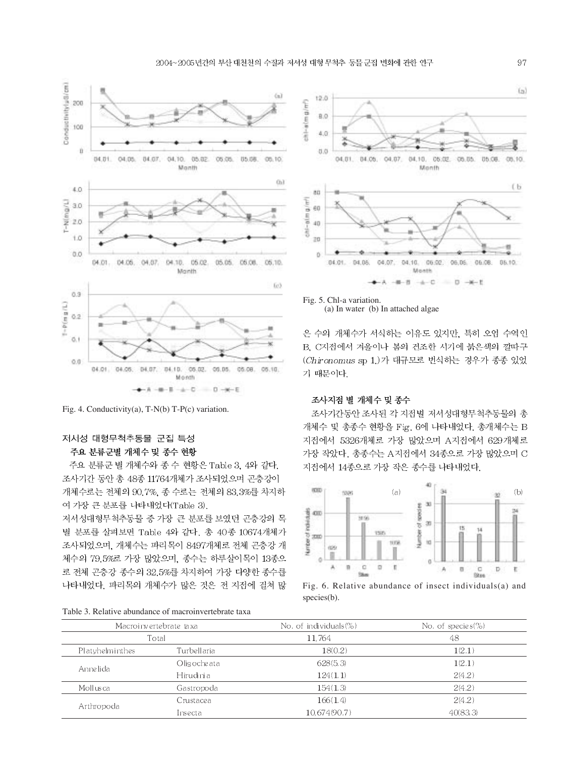Fig. 4. Conductivity(a), T-N(b) T-P(c) variation.

Fig. 5. Chl-a variation.
(a) In water (b) In attached algae

### 저서성 대형무척추동물 군집 특성

#### 주요 분류군별 개체수 및 종수 현황

주요 분류군별 개체수와 종 수 현황은 Table 3, 4와 같다. 조사기간 동안 총 48종 11764개체가 조사되었으며 곤충강이 개체수로는 전체의 90.7%, 종 수로는 전체의 83.3%를 차지하여 가장 큰 분포를 나타내었다(Table 3).

저서성대형무척추동물 중 가장 큰 분포를 보였던 곤충강의 목별 분포를 살펴보면 Table 4와 같다. 총 40종 10674개체가 조사되었으며, 개체수는 파리목이 8497개체로 전체 곤충강 개체수의 79.5%로 가장 많았으며, 종수는 하루살이목이 13종으로 전체 곤충강 종수의 32.5%를 차지하여 가장 다양한 종수를 나타내었다. 파리목의 개체수가 많은 것은 전 지점에 걸쳐 많은 수의 개체수가 서식하는 이유도 있지만, 특히 오염 수역인 B, C지점에서 겨울이나 봄의 건조한 시기에 붉은색의 깔따구(*Chironomus* sp 1.)가 대규모로 번식하는 경우가 종종 있었기 때문이다.

#### 조사지점 별 개체수 및 종수

조사기간동안 조사된 각 지점별 저서성대형무척추동물의 총개체수 및 총종수 현황을 Fig. 6에 나타내었다. 총개체수는 B지점에서 5326개체로 가장 많았으며 A지점에서 629개체로 가장 작았다. 총종수는 A지점에서 34종으로 가장 많았으며 C지점에서 14종으로 가장 작은 종수를 나타내었다.

Fig. 6. Relative abundance of insect individuals(a) and species(b).

Table 3. Relative abundance of macroinvertebrate taxa

| Macroinvertebrate taxa | | No. of individuals(%) | No. of species(%) |
|---|---|---|---|
| Total | | 11,764 | 48 |
| Platyhelminthes | Turbellaria | 18(0.2) | 1(2.1) |
| Annelida | Oligocheata | 628(5.3) | 1(2.1) |
| | Hirudinia | 124(1.1) | 2(4.2) |
| Mollusca | Gastropoda | 154(1.3) | 2(4.2) |
| Arthropoda | Crustacea | 166(1.4) | 2(4.2) |
| | Insecta | 10,674(90.7) | 40(83.3) |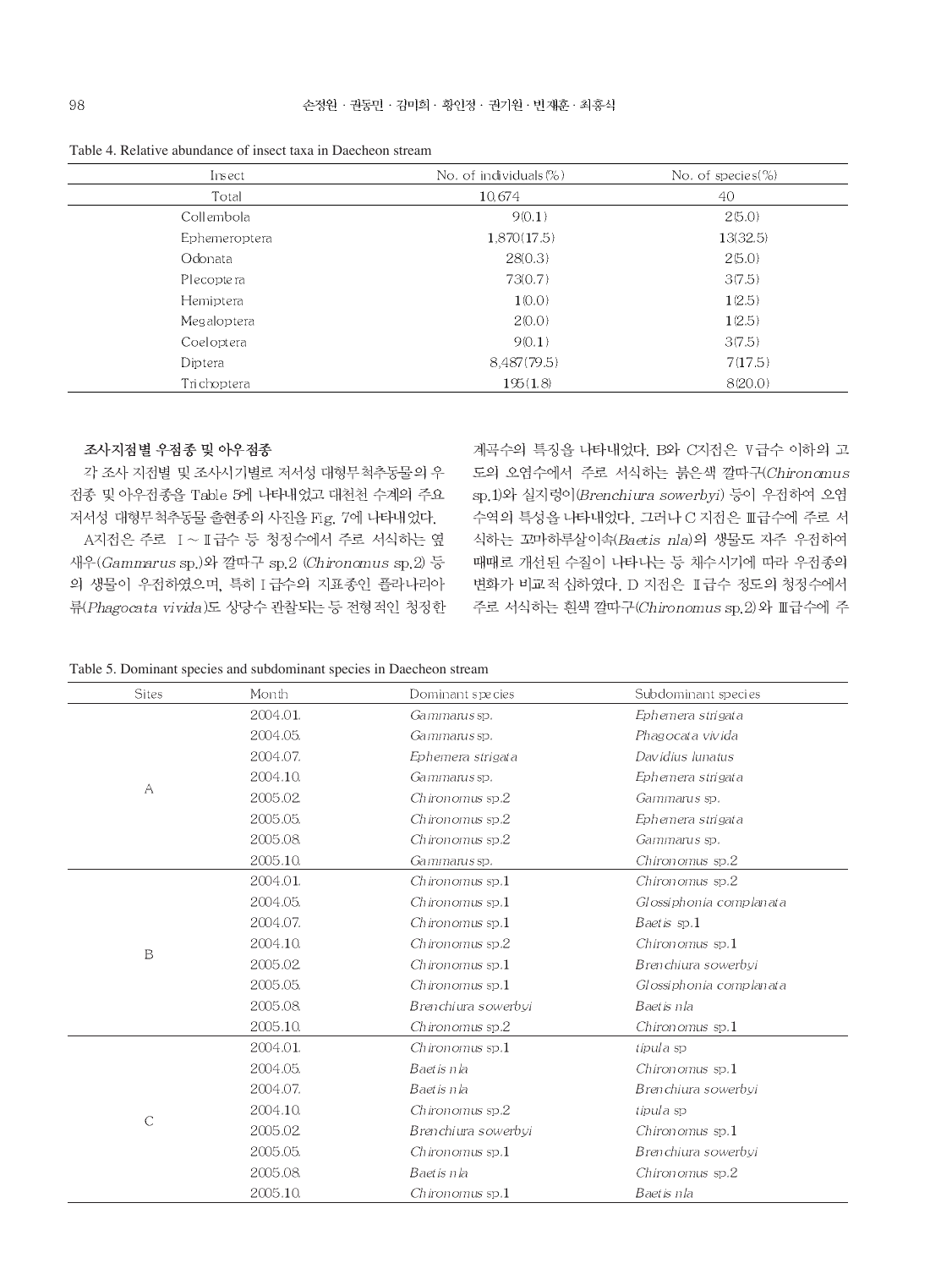Table 4. Relative abundance of insect taxa in Daecheon stream

| Insect | No. of individuals(%) | No. of species(%) |
|---|---|---|
| Total | 10,674 | 40 |
| Collembola | 9(0.1) | 2(5.0) |
| Ephemeroptera | 1,870(17.5) | 13(32.5) |
| Odonata | 28(0.3) | 2(5.0) |
| Plecoptera | 73(0.7) | 3(7.5) |
| Hemiptera | 1(0.0) | 1(2.5) |
| Megaloptera | 2(0.0) | 1(2.5) |
| Coeloptera | 9(0.1) | 3(7.5) |
| Diptera | 8,487(79.5) | 7(17.5) |
| Trichoptera | 195(1.8) | 8(20.0) |

### 조사지점별 우점종 및 아우점종

각 조사 지점별 및 조사시기별로 저서성 대형무척추동물의 우점종 및 아우점종을 Table 5에 나타내었고 대천천 수계의 주요 저서성 대형무척추동물 출현종의 사진을 Fig. 7에 나타내었다.

A지점은 주로 Ⅰ~Ⅱ급수 등 청정수에서 주로 서식하는 옆새우(*Gammarus* sp.)와 깔따구 sp.2 (*Chironomus* sp.2) 등의 생물이 우점하였으며, 특히 Ⅰ급수의 지표종인 플라나리아류(*Phagocata vivida*)도 상당수 관찰되는 등 전형적인 청정한 계곡수의 특징을 나타내었다. B와 C지점은 Ⅴ급수 이하의 고도의 오염수에서 주로 서식하는 붉은색 깔따구(*Chironomus* sp.1)와 실지렁이(*Brenchiura sowerbyi*) 등이 우점하여 오염수역의 특성을 나타내었다. 그러나 C 지점은 Ⅲ급수에 주로 서식하는 꼬마하루살이속(*Baetis nla*)의 생물도 자주 우점하여 때때로 개선된 수질이 나타나는 등 채수시기에 따라 우점종의 변화가 비교적 심하였다. D 지점은 Ⅱ급수 정도의 청정수에서 주로 서식하는 흰색 깔따구(*Chironomus* sp.2)와 Ⅲ급수에 주

Table 5. Dominant species and subdominant species in Daecheon stream

| Sites | Month | Dominant species | Subdominant species |
|---|---|---|---|
| A | 2004.01. | *Gammarus* sp. | *Ephemera strigata* |
| | 2004.05. | *Gammarus* sp. | *Phagocata vivida* |
| | 2004.07. | *Ephemera strigata* | *Davidius lunatus* |
| | 2004.10. | *Gammarus* sp. | *Ephemera strigata* |
| | 2005.02. | *Chironomus* sp.2 | *Gammarus* sp. |
| | 2005.05. | *Chironomus* sp.2 | *Ephemera strigata* |
| | 2005.08. | *Chironomus* sp.2 | *Gammarus* sp. |
| | 2005.10. | *Gammarus* sp. | *Chironomus* sp.2 |
| B | 2004.01. | *Chironomus* sp.1 | *Chironomus* sp.2 |
| | 2004.05. | *Chironomus* sp.1 | *Glossiphonia complanata* |
| | 2004.07. | *Chironomus* sp.1 | *Baetis* sp.1 |
| | 2004.10. | *Chironomus* sp.2 | *Chironomus* sp.1 |
| | 2005.02. | *Chironomus* sp.1 | *Brenchiura sowerbyi* |
| | 2005.05. | *Chironomus* sp.1 | *Glossiphonia complanata* |
| | 2005.08. | *Brenchiura sowerbyi* | *Baetis nla* |
| | 2005.10. | *Chironomus* sp.2 | *Chironomus* sp.1 |
| C | 2004.01. | *Chironomus* sp.1 | *tipula* sp |
| | 2004.05. | *Baetis nla* | *Chironomus* sp.1 |
| | 2004.07. | *Baetis nla* | *Brenchiura sowerbyi* |
| | 2004.10. | *Chironomus* sp.2 | *tipula* sp |
| | 2005.02. | *Brenchiura sowerbyi* | *Chironomus* sp.1 |
| | 2005.05. | *Chironomus* sp.1 | *Brenchiura sowerbyi* |
| | 2005.08. | *Baetis nla* | *Chironomus* sp.2 |
| | 2005.10. | *Chironomus* sp.1 | *Baetis nla* |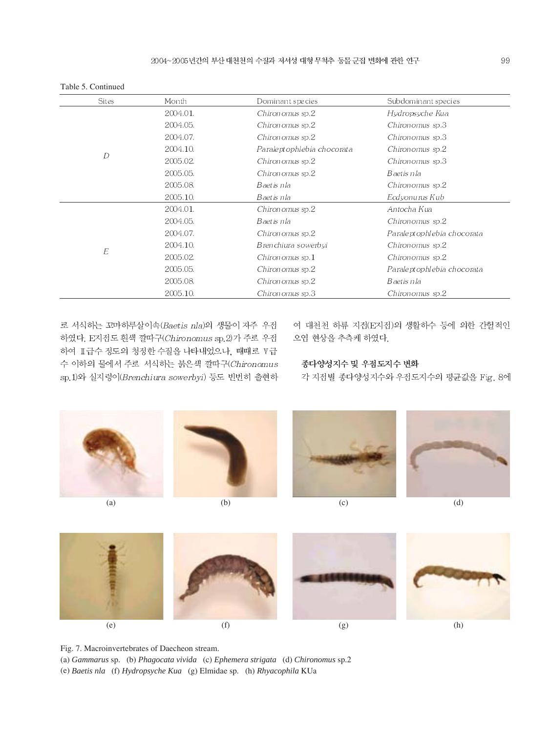Table 5. Continued

| Sites | Month | Dominant species | Subdominant species |
|---|---|---|---|
| *D* | 2004.01. | *Chironomus* sp.2 | *Hydropsyche Kua* |
| | 2004.05. | *Chironomus* sp.2 | *Chironomus* sp.3 |
| | 2004.07. | *Chironomus* sp.2 | *Chironomus* sp.3 |
| | 2004.10. | *Paraleptophlebia chocorata* | *Chironomus* sp.2 |
| | 2005.02. | *Chironomus* sp.2 | *Chironomus* sp.3 |
| | 2005.05. | *Chironomus* sp.2 | *Baetis nla* |
| | 2005.08. | *Baetis nla* | *Chironomus* sp.2 |
| | 2005.10. | *Baetis nla* | *Ecdyonurus Kub* |
| *E* | 2004.01. | *Chironomus* sp.2 | *Antocha Kua* |
| | 2004.05. | *Baetis nla* | *Chironomus* sp.2 |
| | 2004.07. | *Chironomus* sp.2 | *Paraleptophlebia chocorata* |
| | 2004.10. | *Brenchiura sowerbyi* | *Chironomus* sp.2 |
| | 2005.02. | *Chironomus* sp.1 | *Chironomus* sp.2 |
| | 2005.05. | *Chironomus* sp.2 | *Paraleptophlebia chocorata* |
| | 2005.08. | *Chironomus* sp.2 | *Baetis nla* |
| | 2005.10. | *Chironomus* sp.3 | *Chironomus* sp.2 |

로 서식하는 꼬마하루살이속(*Baetis nla*)의 생물이 자주 우점하였다. E지점도 흰색 깔따구(*Chironomus* sp.2)가 주로 우점하여 Ⅱ급수 정도의 청정한 수질을 나타내었으나, 때때로 Ⅴ급수 이하의 물에서 주로 서식하는 붉은색 깔따구(*Chironomus* sp.1)와 실지렁이(*Brenchiura sowerbyi*) 등도 빈번히 출현하여 대천천 하류 지점(E지점)의 생활하수 등에 의한 간헐적인 오염 현상을 추측케 하였다.

### 종다양성지수 및 우점도지수 변화

각 지점별 종다양성지수와 우점도지수의 평균값을 Fig. 8에

Fig. 7. Macroinvertebrates of Daecheon stream.
(a) *Gammarus* sp. (b) *Phagocata vivida* (c) *Ephemera strigata* (d) *Chironomus* sp.2
(e) *Baetis nla* (f) *Hydropsyche Kua* (g) Elmidae sp. (h) *Rhyacophila* KUa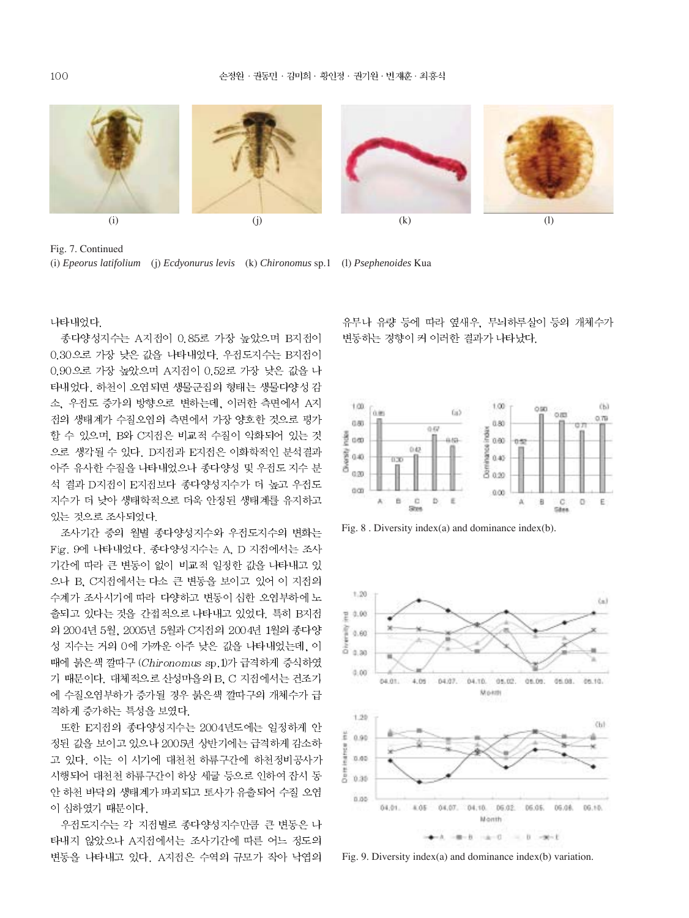Fig. 7. Continued

(i) *Epeorus latifolium* (j) *Ecdyonurus levis* (k) *Chironomus* sp.1 (l) *Psephenoides* Kua

나타내었다.

종다양성지수는 A지점이 0.85로 가장 높았으며 B지점이 0.30으로 가장 낮은 값을 나타내었다. 우점도지수는 B지점이 0.90으로 가장 높았으며 A지점이 0.52로 가장 낮은 값을 나타내었다. 하천이 오염되면 생물군집의 형태는 생물다양성 감소, 우점도 증가의 방향으로 변하는데, 이러한 측면에서 A지점의 생태계가 수질오염의 측면에서 가장 양호한 것으로 평가할 수 있으며, B와 C지점은 비교적 수질이 악화되어 있는 것으로 생각될 수 있다. D지점과 E지점은 이화학적인 분석결과 아주 유사한 수질을 나타내었으나 종다양성 및 우점도 지수 분석 결과 D지점이 E지점보다 종다양성지수가 더 높고 우점도지수가 더 낮아 생태학적으로 더욱 안정된 생태계를 유지하고 있는 것으로 조사되었다.

조사기간 중의 월별 종다양성지수와 우점도지수의 변화는 Fig. 9에 나타내었다. 종다양성지수는 A, D 지점에서는 조사기간에 따라 큰 변동이 없이 비교적 일정한 값을 나타내고 있으나 B, C지점에서는 다소 큰 변동을 보이고 있어 이 지점의 수계가 조사시기에 따라 다양하고 변동이 심한 오염부하에 노출되고 있다는 것을 간접적으로 나타내고 있었다. 특히 B지점의 2004년 5월, 2005년 5월과 C지점의 2004년 1월의 종다양성 지수는 거의 0에 가까운 아주 낮은 값을 나타내었는데, 이 때에 붉은색 깔따구 (*Chironomus* sp.1)가 급격하게 증식하였기 때문이다. 대체적으로 산성마을의 B, C 지점에서는 건조기에 수질오염부하가 증가될 경우 붉은색 깔따구의 개체수가 급격하게 증가하는 특성을 보였다.

또한 E지점의 종다양성지수는 2004년도에는 일정하게 안정된 값을 보이고 있으나 2005년 상반기에는 급격하게 감소하고 있다. 이는 이 시기에 대천천 하류구간에 하천정비공사가 시행되어 대천천 하류구간이 하상 세굴 등으로 인하여 잠시 동안 하천 바닥의 생태계가 파괴되고 토사가 유출되어 수질 오염이 심하였기 때문이다.

우점도지수는 각 지점별로 종다양성지수만큼 큰 변동은 나타내지 않았으나 A지점에서는 조사기간에 따른 어느 정도의 변동을 나타내고 있다. A지점은 수역의 규모가 작아 낙엽의 유무나 유량 등에 따라 옆새우, 무늬하루살이 등의 개체수가 변동하는 경향이 커 이러한 결과가 나타났다.

Fig. 8 . Diversity index(a) and dominance index(b).

Fig. 9. Diversity index(a) and dominance index(b) variation.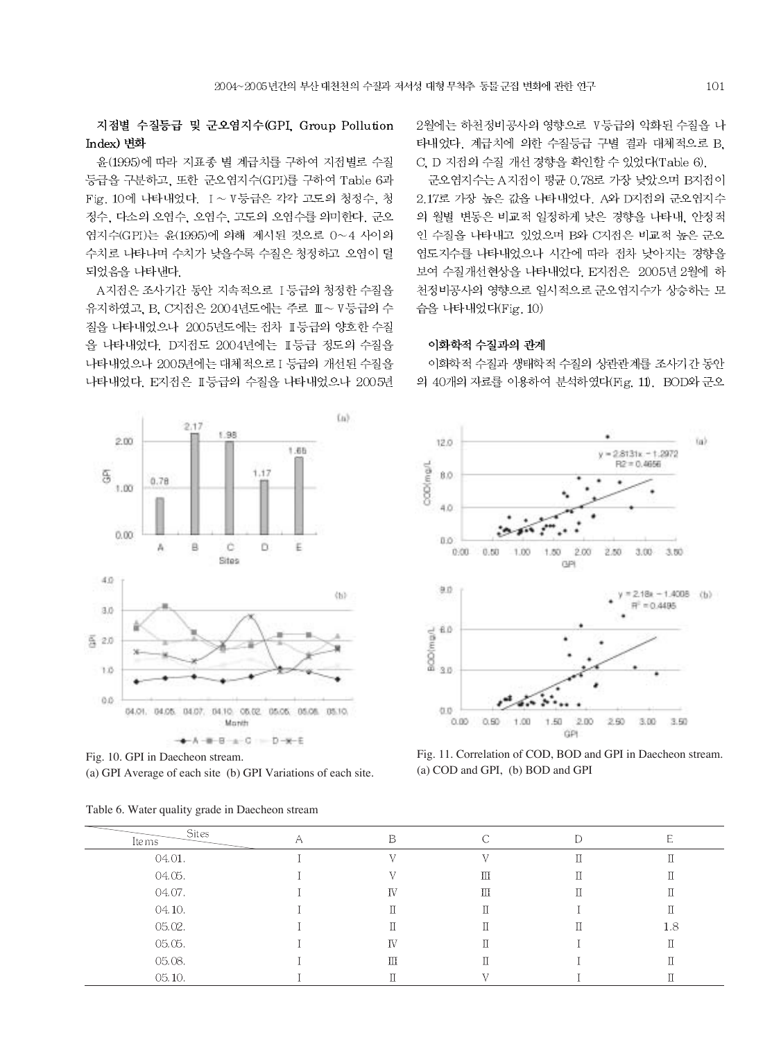### 지점별 수질등급 및 군오염지수(GPI, Group Pollution Index) 변화

윤(1995)에 따라 지표종 별 계급치를 구하여 지점별로 수질등급을 구분하고, 또한 군오염지수(GPI)를 구하여 Table 6과 Fig. 10에 나타내었다. Ⅰ~Ⅴ등급은 각각 고도의 청정수, 청정수, 다소의 오염수, 오염수, 고도의 오염수를 의미한다. 군오염지수(GPI)는 윤(1995)에 의해 제시된 것으로 0~4 사이의 수치로 나타나며 수치가 낮을수록 수질은 청정하고 오염이 덜 되었음을 나타낸다.

A지점은 조사기간 동안 지속적으로 Ⅰ등급의 청정한 수질을 유지하였고, B, C지점은 2004년도에는 주로 Ⅲ~Ⅴ등급의 수질을 나타내었으나 2005년도에는 점차 Ⅱ등급의 양호한 수질을 나타내었다. D지점도 2004년에는 Ⅱ등급 정도의 수질을 나타내었으나 2005년에는 대체적으로 Ⅰ등급의 개선된 수질을 나타내었다. E지점은 Ⅱ등급의 수질을 나타내었으나 2005년 2월에는 하천정비공사의 영향으로 Ⅴ등급의 악화된 수질을 나타내었다. 계급치에 의한 수질등급 구별 결과 대체적으로 B, C, D 지점의 수질 개선 경향을 확인할 수 있었다(Table 6).

군오염지수는 A지점이 평균 0.78로 가장 낮았으며 B지점이 2.17로 가장 높은 값을 나타내었다. A와 D지점의 군오염지수의 월별 변동은 비교적 일정하게 낮은 경향을 나타내, 안정적인 수질을 나타내고 있었으며 B와 C지점은 비교적 높은 군오염도지수를 나타내었으나 시간에 따라 점차 낮아지는 경향을 보여 수질개선현상을 나타내었다. E지점은 2005년 2월에 하천정비공사의 영향으로 일시적으로 군오염지수가 상승하는 모습을 나타내었다(Fig. 10)

### 이화학적 수질과의 관계

이화학적 수질과 생태학적 수질의 상관관계를 조사기간 동안의 40개의 자료를 이용하여 분석하였다(Fig. 11). BOD와 군오

Fig. 10. GPI in Daecheon stream.
(a) GPI Average of each site (b) GPI Variations of each site.

Fig. 11. Correlation of COD, BOD and GPI in Daecheon stream.
(a) COD and GPI, (b) BOD and GPI

Table 6. Water quality grade in Daecheon stream

| Items \ Sites | A | B | C | D | E |
|---|---|---|---|---|---|
| 04.01. | Ⅰ | Ⅴ | Ⅴ | Ⅱ | Ⅱ |
| 04.05. | Ⅰ | Ⅴ | Ⅲ | Ⅱ | Ⅱ |
| 04.07. | Ⅰ | Ⅳ | Ⅲ | Ⅱ | Ⅱ |
| 04.10. | Ⅰ | Ⅱ | Ⅱ | Ⅰ | Ⅱ |
| 05.02. | Ⅰ | Ⅱ | Ⅱ | Ⅱ | 1.8 |
| 05.05. | Ⅰ | Ⅳ | Ⅱ | Ⅰ | Ⅱ |
| 05.08. | Ⅰ | Ⅲ | Ⅱ | Ⅰ | Ⅱ |
| 05.10. | Ⅰ | Ⅱ | Ⅴ | Ⅰ | Ⅱ |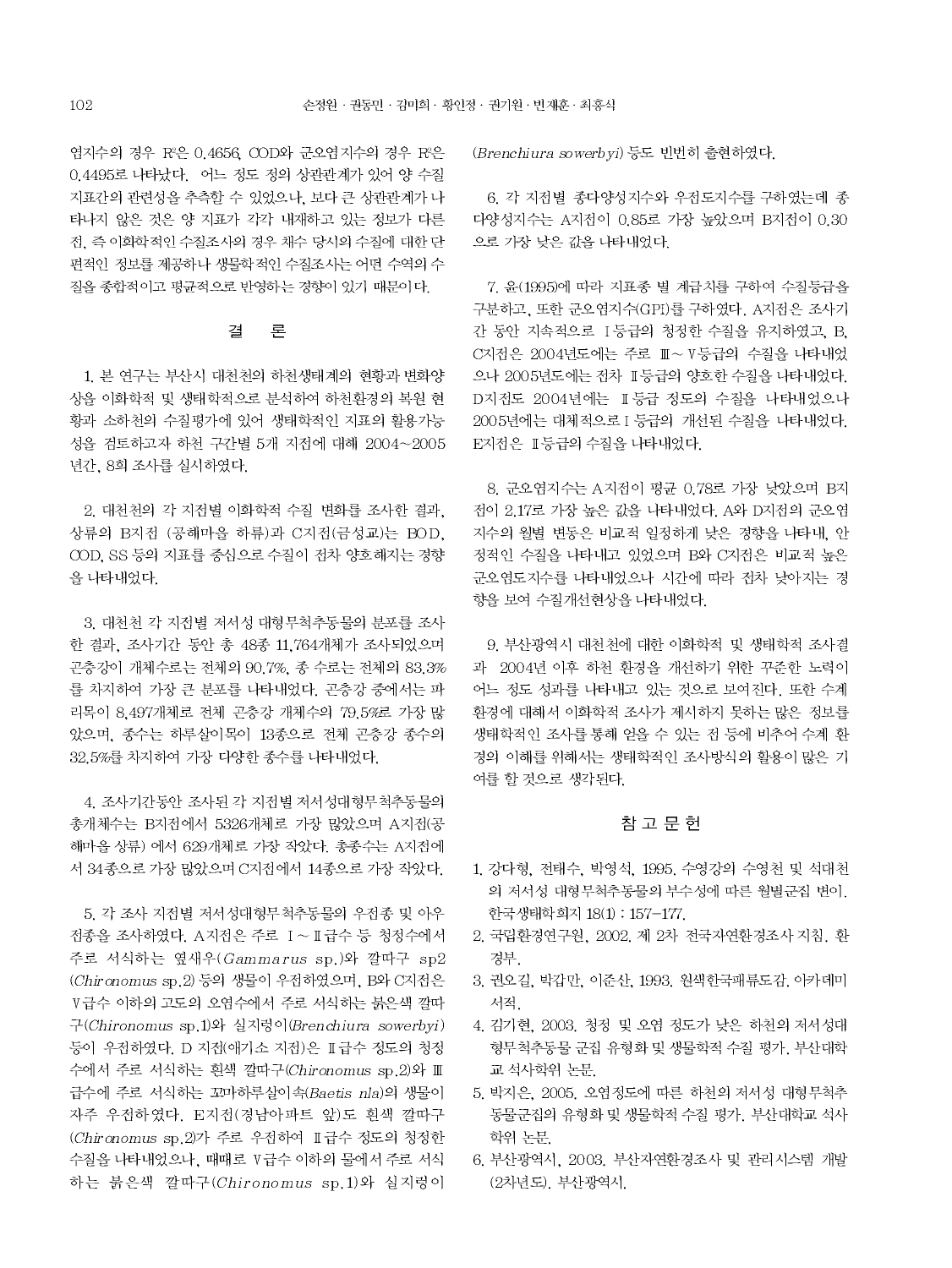염지수의 경우 $R^2$은 0.4656, COD와 군오염지수의 경우 $R^2$은 0.4495로 나타났다. 어느 정도 정의 상관관계가 있어 양 수질 지표간의 관련성을 추측할 수 있었으나, 보다 큰 상관관계가 나타나지 않은 것은 양 지표가 각각 내재하고 있는 정보가 다른 점, 즉 이화학적인 수질조사의 경우 채수 당시의 수질에 대한 단편적인 정보를 제공하나 생물학적인 수질조사는 어떤 수역의 수질을 종합적이고 평균적으로 반영하는 경향이 있기 때문이다.

## 결 론

1. 본 연구는 부산시 대천천의 하천생태계의 현황과 변화양상을 이화학적 및 생태학적으로 분석하여 하천환경의 복원 현황과 소하천의 수질평가에 있어 생태학적인 지표의 활용가능성을 검토하고자 하천 구간별 5개 지점에 대해 2004~2005년간, 8회 조사를 실시하였다.

2. 대천천의 각 지점별 이화학적 수질 변화를 조사한 결과, 상류의 B지점 (공해마을 하류)과 C지점(금성교)는 BOD, COD, SS 등의 지표를 중심으로 수질이 점차 양호해지는 경향을 나타내었다.

3. 대천천 각 지점별 저서성 대형무척추동물의 분포를 조사한 결과, 조사기간 동안 총 48종 11,764개체가 조사되었으며 곤충강이 개체수로는 전체의 90.7%, 종 수로는 전체의 83.3%를 차지하여 가장 큰 분포를 나타내었다. 곤충강 중에서는 파리목이 8,497개체로 전체 곤충강 개체수의 79.5%로 가장 많았으며, 종수는 하루살이목이 13종으로 전체 곤충강 종수의 32.5%를 차지하여 가장 다양한 종수를 나타내었다.

4. 조사기간동안 조사된 각 지점별 저서성대형무척추동물의 총개체수는 B지점에서 5326개체로 가장 많았으며 A지점(공해마을 상류) 에서 629개체로 가장 작았다. 총종수는 A지점에서 34종으로 가장 많았으며 C지점에서 14종으로 가장 작았다.

5. 각 조사 지점별 저서성대형무척추동물의 우점종 및 아우점종을 조사하였다. A지점은 주로 Ⅰ~Ⅱ급수 등 청정수에서 주로 서식하는 옆새우(*Gammarus* sp.)와 깔따구 sp2 (*Chironomus* sp.2) 등의 생물이 우점하였으며, B와 C지점은 Ⅴ급수 이하의 고도의 오염수에서 주로 서식하는 붉은색 깔따구(*Chironomus* sp.1)와 실지렁이(*Brenchiura sowerbyi*) 등이 우점하였다. D 지점(애기소 지점)은 Ⅱ급수 정도의 청정수에서 주로 서식하는 흰색 깔따구(*Chironomus* sp.2)와 Ⅲ급수에 주로 서식하는 꼬마하루살이속(*Baetis nla*)의 생물이 자주 우점하였다. E지점(경남아파트 앞)도 흰색 깔따구(*Chironomus* sp.2)가 주로 우점하여 Ⅱ급수 정도의 청정한 수질을 나타내었으나, 때때로 Ⅴ급수 이하의 물에서 주로 서식하는 붉은색 깔따구(*Chironomus* sp.1)와 실지렁이(*Brenchiura sowerbyi*) 등도 빈번히 출현하였다.

6. 각 지점별 종다양성지수와 우점도지수를 구하였는데 종다양성지수는 A지점이 0.85로 가장 높았으며 B지점이 0.30으로 가장 낮은 값을 나타내었다.

7. 윤(1995)에 따라 지표종 별 계급치를 구하여 수질등급을 구분하고, 또한 군오염지수(GPI)를 구하였다. A지점은 조사기간 동안 지속적으로 Ⅰ등급의 청정한 수질을 유지하였고, B, C지점은 2004년도에는 주로 Ⅲ~Ⅴ등급의 수질을 나타내었으나 2005년도에는 점차 Ⅱ등급의 양호한 수질을 나타내었다. D지점도 2004년에는 Ⅱ등급 정도의 수질을 나타내었으나 2005년에는 대체적으로 Ⅰ등급의 개선된 수질을 나타내었다. E지점은 Ⅱ등급의 수질을 나타내었다.

8. 군오염지수는 A지점이 평균 0.78로 가장 낮았으며 B지점이 2.17로 가장 높은 값을 나타내었다. A와 D지점의 군오염지수의 월별 변동은 비교적 일정하게 낮은 경향을 나타내, 안정적인 수질을 나타내고 있었으며 B와 C지점은 비교적 높은 군오염도지수를 나타내었으나 시간에 따라 점차 낮아지는 경향을 보여 수질개선현상을 나타내었다.

9. 부산광역시 대천천에 대한 이화학적 및 생태학적 조사결과 2004년 이후 하천 환경을 개선하기 위한 꾸준한 노력이 어느 정도 성과를 나타내고 있는 것으로 보여진다. 또한 수계 환경에 대해서 이화학적 조사가 제시하지 못하는 많은 정보를 생태학적인 조사를 통해 얻을 수 있는 점 등에 비추어 수계 환경의 이해를 위해서는 생태학적인 조사방식의 활용이 많은 기여를 할 것으로 생각된다.

## 참 고 문 헌

1. 강다형, 전태수, 박영석, 1995. 수영강의 수영천 및 석대천의 저서성 대형무척추동물의 부수성에 따른 월별군집 변이. 한국생태학회지 18(1) : 157-177.
2. 국립환경연구원, 2002. 제 2차 전국자연환경조사 지침. 환경부.
3. 권오길, 박갑만, 이준산, 1993. 원색한국패류도감. 아카데미서적.
4. 김기현, 2003. 청정 및 오염 정도가 낮은 하천의 저서성대형무척추동물 군집 유형화 및 생물학적 수질 평가. 부산대학교 석사학위 논문.
5. 박지은, 2005. 오염정도에 따른 하천의 저서성 대형무척추동물군집의 유형화 및 생물학적 수질 평가. 부산대학교 석사학위 논문.
6. 부산광역시, 2003. 부산자연환경조사 및 관리시스템 개발(2차년도). 부산광역시.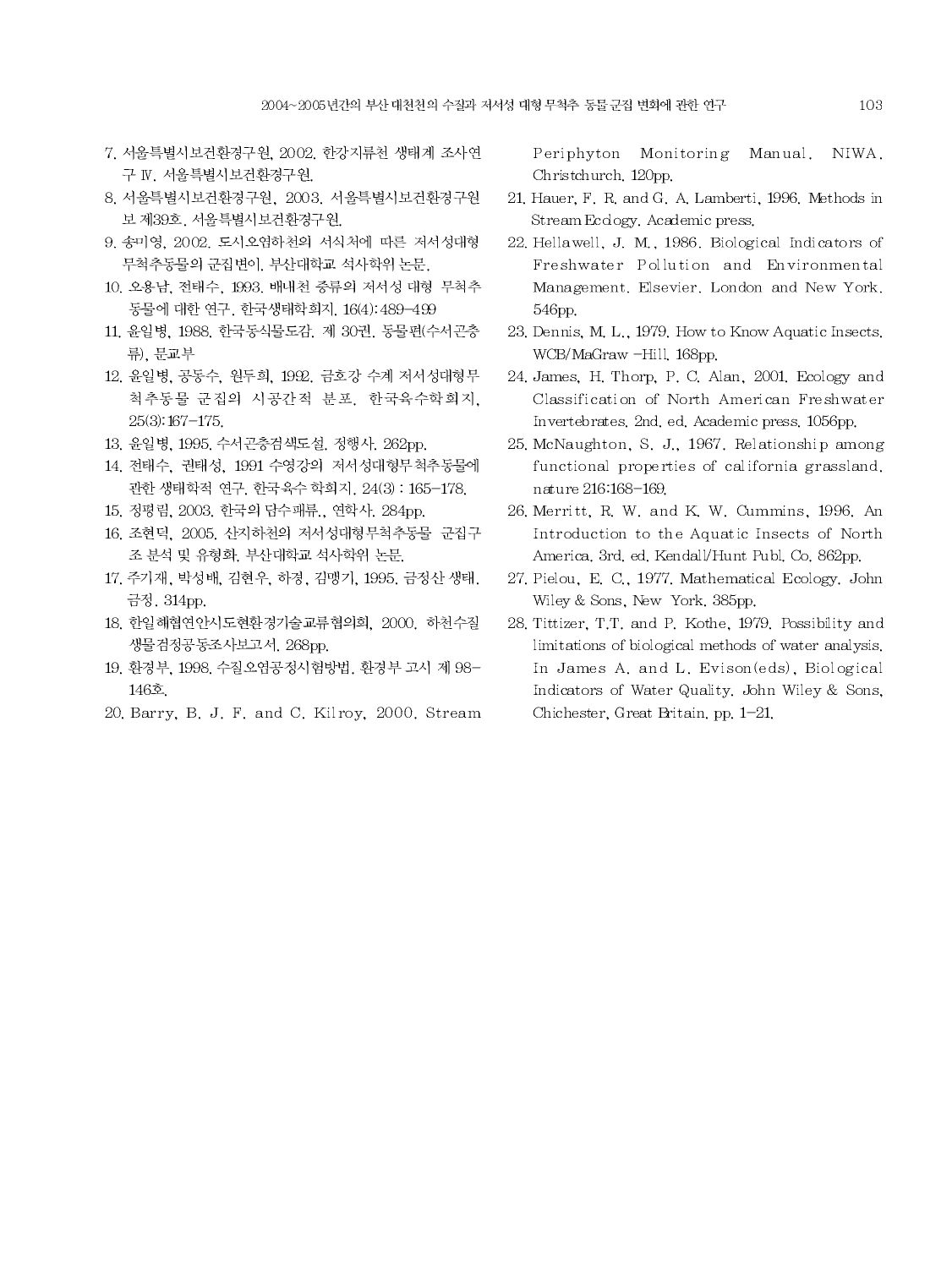7. 서울특별시보건환경구원, 2002. 한강지류천 생태계 조사연구 IV. 서울특별시보건환경구원.
8. 서울특별시보건환경구원, 2003. 서울특별시보건환경구원보 제39호. 서울특별시보건환경구원.
9. 송미영, 2002. 도시오염하천의 서식처에 따른 저서성대형무척추동물의 군집변이. 부산대학교 석사학위 논문.
10. 오용남, 전태수, 1993. 배내천 중류의 저서성 대형 무척추동물에 대한 연구. 한국생태학회지. 16(4):489-499
11. 윤일병, 1988. 한국동식물도감. 제 30권. 동물편(수서곤충류), 문교부
12. 윤일병, 공동수, 원두희, 1992. 금호강 수계 저서성대형무척추동물 군집의 시공간적 분포. 한국육수학회지, 25(3):167-175.
13. 윤일병, 1995. 수서곤충검색도설. 정행사. 262pp.
14. 전태수, 권태성, 1991 수영강의 저서성대형무척추동물에 관한 생태학적 연구. 한국육수 학회지. 24(3) : 165-178.
15. 정평림, 2003. 한국의 담수패류., 연학사. 284pp.
16. 조현덕, 2005. 산지하천의 저서성대형무척추동물 군집구조 분석 및 유형화. 부산대학교 석사학위 논문.
17. 주기재, 박성배, 김현우, 하경, 김맹기, 1995. 금정산 생태. 금정. 314pp.
18. 한일해협연안시도현환경기술교류협의회, 2000. 하천수질생물검정공동조사보고서. 268pp.
19. 환경부, 1998. 수질오염공정시험방법. 환경부 고시 제 98-146호.
20. Barry, B. J. F. and C. Kilroy, 2000. Stream Periphyton Monitoring Manual. NIWA. Christchurch. 120pp.
21. Hauer, F. R. and G. A. Lamberti, 1996. Methods in Stream Ecology. Academic press.
22. Hellawell, J. M., 1986. Biological Indicators of Freshwater Pollution and Environmental Management. Elsevier. London and New York. 546pp.
23. Dennis, M. L., 1979. How to Know Aquatic Insects. WCB/MaGraw -Hill. 168pp.
24. James, H. Thorp, P. C. Alan, 2001. Ecology and Classification of North American Freshwater Invertebrates. 2nd. ed. Academic press. 1056pp.
25. McNaughton, S. J., 1967. Relationship among functional properties of california grassland. nature 216:168-169.
26. Merritt, R. W. and K. W. Cummins, 1996. An Introduction to the Aquatic Insects of North America. 3rd. ed. Kendall/Hunt Publ. Co. 862pp.
27. Pielou, E. C., 1977. Mathematical Ecology. John Wiley & Sons, New York. 385pp.
28. Tittizer, T.T. and P. Kothe, 1979. Possibility and limitations of biological methods of water analysis. In James A. and L. Evison(eds), Biological Indicators of Water Quality. John Wiley & Sons, Chichester, Great Britain. pp. 1-21.